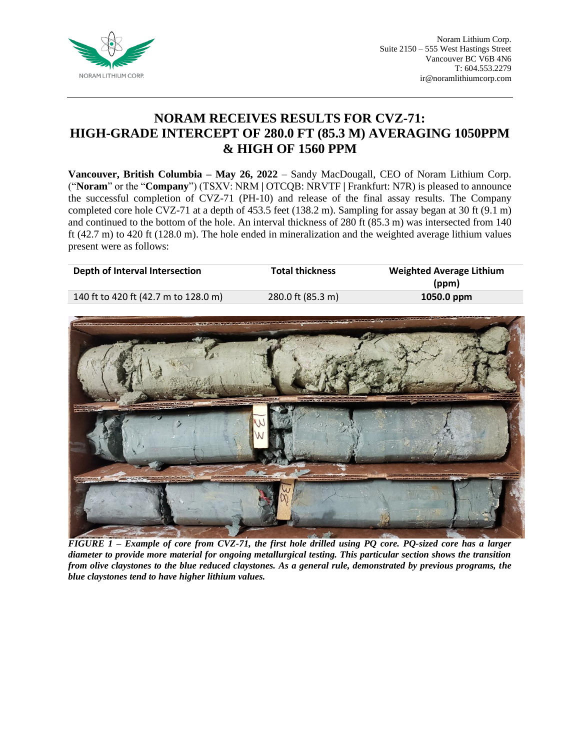Noram Lithium Corp.
Suite 2150 – 555 West Hastings Street
Vancouver BC V6B 4N6
T: 604.553.2279
ir@noramlithiumcorp.com

# NORAM RECEIVES RESULTS FOR CVZ-71: HIGH-GRADE INTERCEPT OF 280.0 FT (85.3 M) AVERAGING 1050PPM & HIGH OF 1560 PPM

**Vancouver, British Columbia – May 26, 2022** – Sandy MacDougall, CEO of Noram Lithium Corp. ("**Noram**" or the "**Company**") (TSXV: NRM | OTCQB: NRVTF | Frankfurt: N7R) is pleased to announce the successful completion of CVZ-71 (PH-10) and release of the final assay results. The Company completed core hole CVZ-71 at a depth of 453.5 feet (138.2 m). Sampling for assay began at 30 ft (9.1 m) and continued to the bottom of the hole. An interval thickness of 280 ft (85.3 m) was intersected from 140 ft (42.7 m) to 420 ft (128.0 m). The hole ended in mineralization and the weighted average lithium values present were as follows:

| Depth of Interval Intersection | Total thickness | Weighted Average Lithium (ppm) |
|---|---|---|
| 140 ft to 420 ft (42.7 m to 128.0 m) | 280.0 ft (85.3 m) | **1050.0 ppm** |

***FIGURE 1 – Example of core from CVZ-71, the first hole drilled using PQ core. PQ-sized core has a larger diameter to provide more material for ongoing metallurgical testing. This particular section shows the transition from olive claystones to the blue reduced claystones. As a general rule, demonstrated by previous programs, the blue claystones tend to have higher lithium values.***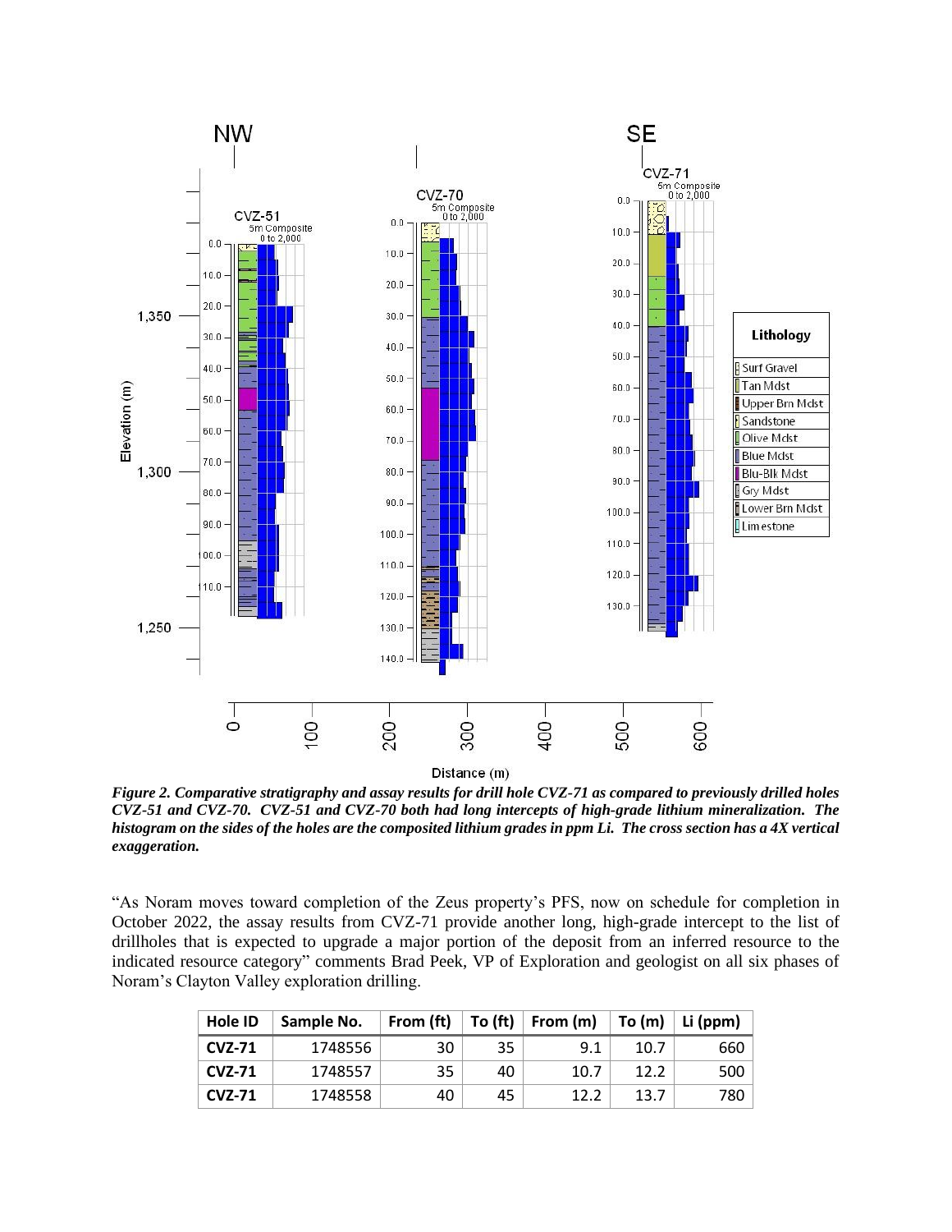*Figure 2. Comparative stratigraphy and assay results for drill hole CVZ-71 as compared to previously drilled holes CVZ-51 and CVZ-70. CVZ-51 and CVZ-70 both had long intercepts of high-grade lithium mineralization. The histogram on the sides of the holes are the composited lithium grades in ppm Li. The cross section has a 4X vertical exaggeration.*

"As Noram moves toward completion of the Zeus property's PFS, now on schedule for completion in October 2022, the assay results from CVZ-71 provide another long, high-grade intercept to the list of drillholes that is expected to upgrade a major portion of the deposit from an inferred resource to the indicated resource category" comments Brad Peek, VP of Exploration and geologist on all six phases of Noram's Clayton Valley exploration drilling.

| Hole ID | Sample No. | From (ft) | To (ft) | From (m) | To (m) | Li (ppm) |
|---|---|---|---|---|---|---|
| **CVZ-71** | 1748556 | 30 | 35 | 9.1 | 10.7 | 660 |
| **CVZ-71** | 1748557 | 35 | 40 | 10.7 | 12.2 | 500 |
| **CVZ-71** | 1748558 | 40 | 45 | 12.2 | 13.7 | 780 |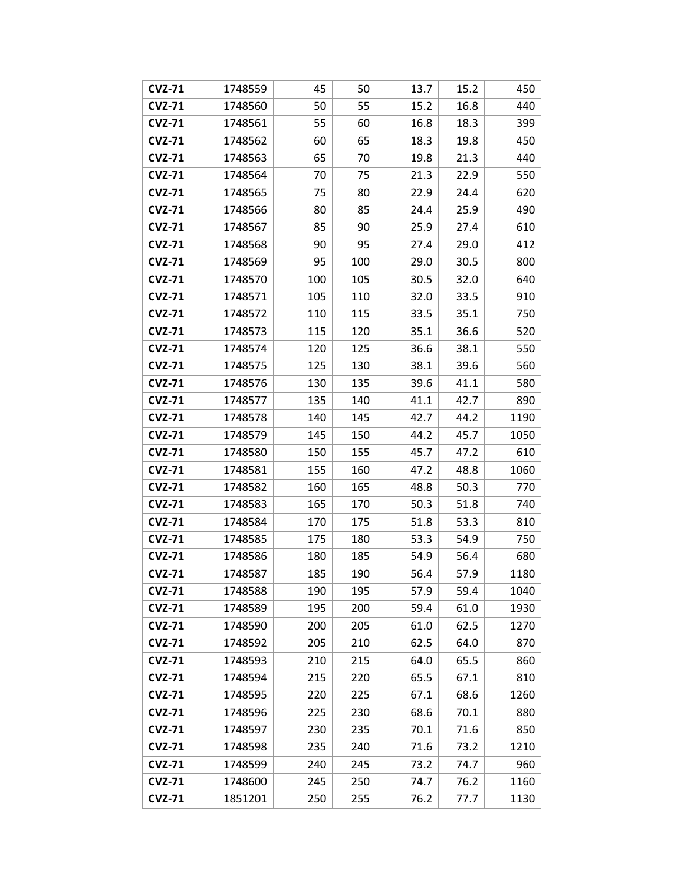| | | | | | | |
|---|---|---|---|---|---|---|
| **CVZ-71** | 1748559 | 45 | 50 | 13.7 | 15.2 | 450 |
| **CVZ-71** | 1748560 | 50 | 55 | 15.2 | 16.8 | 440 |
| **CVZ-71** | 1748561 | 55 | 60 | 16.8 | 18.3 | 399 |
| **CVZ-71** | 1748562 | 60 | 65 | 18.3 | 19.8 | 450 |
| **CVZ-71** | 1748563 | 65 | 70 | 19.8 | 21.3 | 440 |
| **CVZ-71** | 1748564 | 70 | 75 | 21.3 | 22.9 | 550 |
| **CVZ-71** | 1748565 | 75 | 80 | 22.9 | 24.4 | 620 |
| **CVZ-71** | 1748566 | 80 | 85 | 24.4 | 25.9 | 490 |
| **CVZ-71** | 1748567 | 85 | 90 | 25.9 | 27.4 | 610 |
| **CVZ-71** | 1748568 | 90 | 95 | 27.4 | 29.0 | 412 |
| **CVZ-71** | 1748569 | 95 | 100 | 29.0 | 30.5 | 800 |
| **CVZ-71** | 1748570 | 100 | 105 | 30.5 | 32.0 | 640 |
| **CVZ-71** | 1748571 | 105 | 110 | 32.0 | 33.5 | 910 |
| **CVZ-71** | 1748572 | 110 | 115 | 33.5 | 35.1 | 750 |
| **CVZ-71** | 1748573 | 115 | 120 | 35.1 | 36.6 | 520 |
| **CVZ-71** | 1748574 | 120 | 125 | 36.6 | 38.1 | 550 |
| **CVZ-71** | 1748575 | 125 | 130 | 38.1 | 39.6 | 560 |
| **CVZ-71** | 1748576 | 130 | 135 | 39.6 | 41.1 | 580 |
| **CVZ-71** | 1748577 | 135 | 140 | 41.1 | 42.7 | 890 |
| **CVZ-71** | 1748578 | 140 | 145 | 42.7 | 44.2 | 1190 |
| **CVZ-71** | 1748579 | 145 | 150 | 44.2 | 45.7 | 1050 |
| **CVZ-71** | 1748580 | 150 | 155 | 45.7 | 47.2 | 610 |
| **CVZ-71** | 1748581 | 155 | 160 | 47.2 | 48.8 | 1060 |
| **CVZ-71** | 1748582 | 160 | 165 | 48.8 | 50.3 | 770 |
| **CVZ-71** | 1748583 | 165 | 170 | 50.3 | 51.8 | 740 |
| **CVZ-71** | 1748584 | 170 | 175 | 51.8 | 53.3 | 810 |
| **CVZ-71** | 1748585 | 175 | 180 | 53.3 | 54.9 | 750 |
| **CVZ-71** | 1748586 | 180 | 185 | 54.9 | 56.4 | 680 |
| **CVZ-71** | 1748587 | 185 | 190 | 56.4 | 57.9 | 1180 |
| **CVZ-71** | 1748588 | 190 | 195 | 57.9 | 59.4 | 1040 |
| **CVZ-71** | 1748589 | 195 | 200 | 59.4 | 61.0 | 1930 |
| **CVZ-71** | 1748590 | 200 | 205 | 61.0 | 62.5 | 1270 |
| **CVZ-71** | 1748592 | 205 | 210 | 62.5 | 64.0 | 870 |
| **CVZ-71** | 1748593 | 210 | 215 | 64.0 | 65.5 | 860 |
| **CVZ-71** | 1748594 | 215 | 220 | 65.5 | 67.1 | 810 |
| **CVZ-71** | 1748595 | 220 | 225 | 67.1 | 68.6 | 1260 |
| **CVZ-71** | 1748596 | 225 | 230 | 68.6 | 70.1 | 880 |
| **CVZ-71** | 1748597 | 230 | 235 | 70.1 | 71.6 | 850 |
| **CVZ-71** | 1748598 | 235 | 240 | 71.6 | 73.2 | 1210 |
| **CVZ-71** | 1748599 | 240 | 245 | 73.2 | 74.7 | 960 |
| **CVZ-71** | 1748600 | 245 | 250 | 74.7 | 76.2 | 1160 |
| **CVZ-71** | 1851201 | 250 | 255 | 76.2 | 77.7 | 1130 |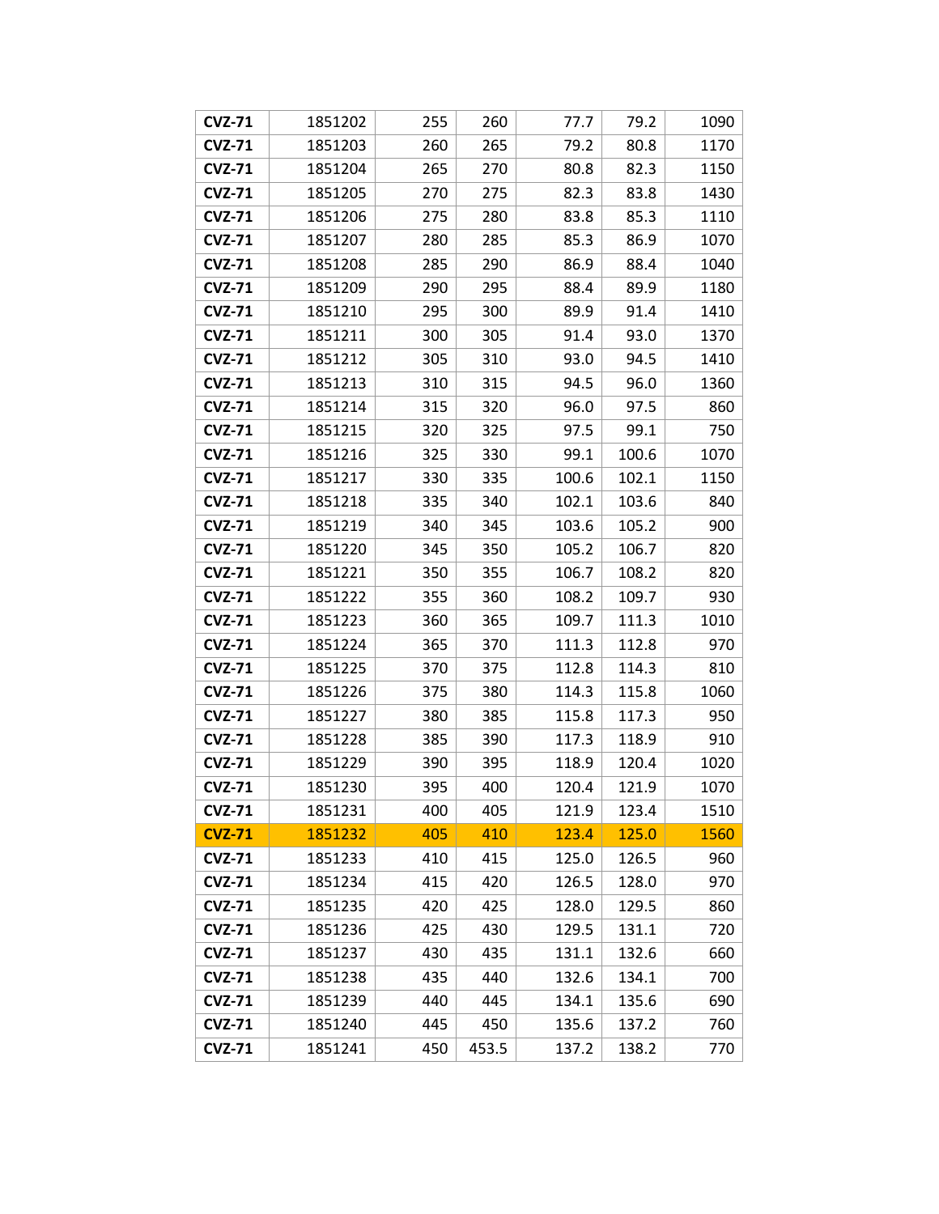| | | | | | | |
|---|---|---|---|---|---|---|
| **CVZ-71** | 1851202 | 255 | 260 | 77.7 | 79.2 | 1090 |
| **CVZ-71** | 1851203 | 260 | 265 | 79.2 | 80.8 | 1170 |
| **CVZ-71** | 1851204 | 265 | 270 | 80.8 | 82.3 | 1150 |
| **CVZ-71** | 1851205 | 270 | 275 | 82.3 | 83.8 | 1430 |
| **CVZ-71** | 1851206 | 275 | 280 | 83.8 | 85.3 | 1110 |
| **CVZ-71** | 1851207 | 280 | 285 | 85.3 | 86.9 | 1070 |
| **CVZ-71** | 1851208 | 285 | 290 | 86.9 | 88.4 | 1040 |
| **CVZ-71** | 1851209 | 290 | 295 | 88.4 | 89.9 | 1180 |
| **CVZ-71** | 1851210 | 295 | 300 | 89.9 | 91.4 | 1410 |
| **CVZ-71** | 1851211 | 300 | 305 | 91.4 | 93.0 | 1370 |
| **CVZ-71** | 1851212 | 305 | 310 | 93.0 | 94.5 | 1410 |
| **CVZ-71** | 1851213 | 310 | 315 | 94.5 | 96.0 | 1360 |
| **CVZ-71** | 1851214 | 315 | 320 | 96.0 | 97.5 | 860 |
| **CVZ-71** | 1851215 | 320 | 325 | 97.5 | 99.1 | 750 |
| **CVZ-71** | 1851216 | 325 | 330 | 99.1 | 100.6 | 1070 |
| **CVZ-71** | 1851217 | 330 | 335 | 100.6 | 102.1 | 1150 |
| **CVZ-71** | 1851218 | 335 | 340 | 102.1 | 103.6 | 840 |
| **CVZ-71** | 1851219 | 340 | 345 | 103.6 | 105.2 | 900 |
| **CVZ-71** | 1851220 | 345 | 350 | 105.2 | 106.7 | 820 |
| **CVZ-71** | 1851221 | 350 | 355 | 106.7 | 108.2 | 820 |
| **CVZ-71** | 1851222 | 355 | 360 | 108.2 | 109.7 | 930 |
| **CVZ-71** | 1851223 | 360 | 365 | 109.7 | 111.3 | 1010 |
| **CVZ-71** | 1851224 | 365 | 370 | 111.3 | 112.8 | 970 |
| **CVZ-71** | 1851225 | 370 | 375 | 112.8 | 114.3 | 810 |
| **CVZ-71** | 1851226 | 375 | 380 | 114.3 | 115.8 | 1060 |
| **CVZ-71** | 1851227 | 380 | 385 | 115.8 | 117.3 | 950 |
| **CVZ-71** | 1851228 | 385 | 390 | 117.3 | 118.9 | 910 |
| **CVZ-71** | 1851229 | 390 | 395 | 118.9 | 120.4 | 1020 |
| **CVZ-71** | 1851230 | 395 | 400 | 120.4 | 121.9 | 1070 |
| **CVZ-71** | 1851231 | 400 | 405 | 121.9 | 123.4 | 1510 |
| **CVZ-71** | 1851232 | 405 | 410 | 123.4 | 125.0 | 1560 |
| **CVZ-71** | 1851233 | 410 | 415 | 125.0 | 126.5 | 960 |
| **CVZ-71** | 1851234 | 415 | 420 | 126.5 | 128.0 | 970 |
| **CVZ-71** | 1851235 | 420 | 425 | 128.0 | 129.5 | 860 |
| **CVZ-71** | 1851236 | 425 | 430 | 129.5 | 131.1 | 720 |
| **CVZ-71** | 1851237 | 430 | 435 | 131.1 | 132.6 | 660 |
| **CVZ-71** | 1851238 | 435 | 440 | 132.6 | 134.1 | 700 |
| **CVZ-71** | 1851239 | 440 | 445 | 134.1 | 135.6 | 690 |
| **CVZ-71** | 1851240 | 445 | 450 | 135.6 | 137.2 | 760 |
| **CVZ-71** | 1851241 | 450 | 453.5 | 137.2 | 138.2 | 770 |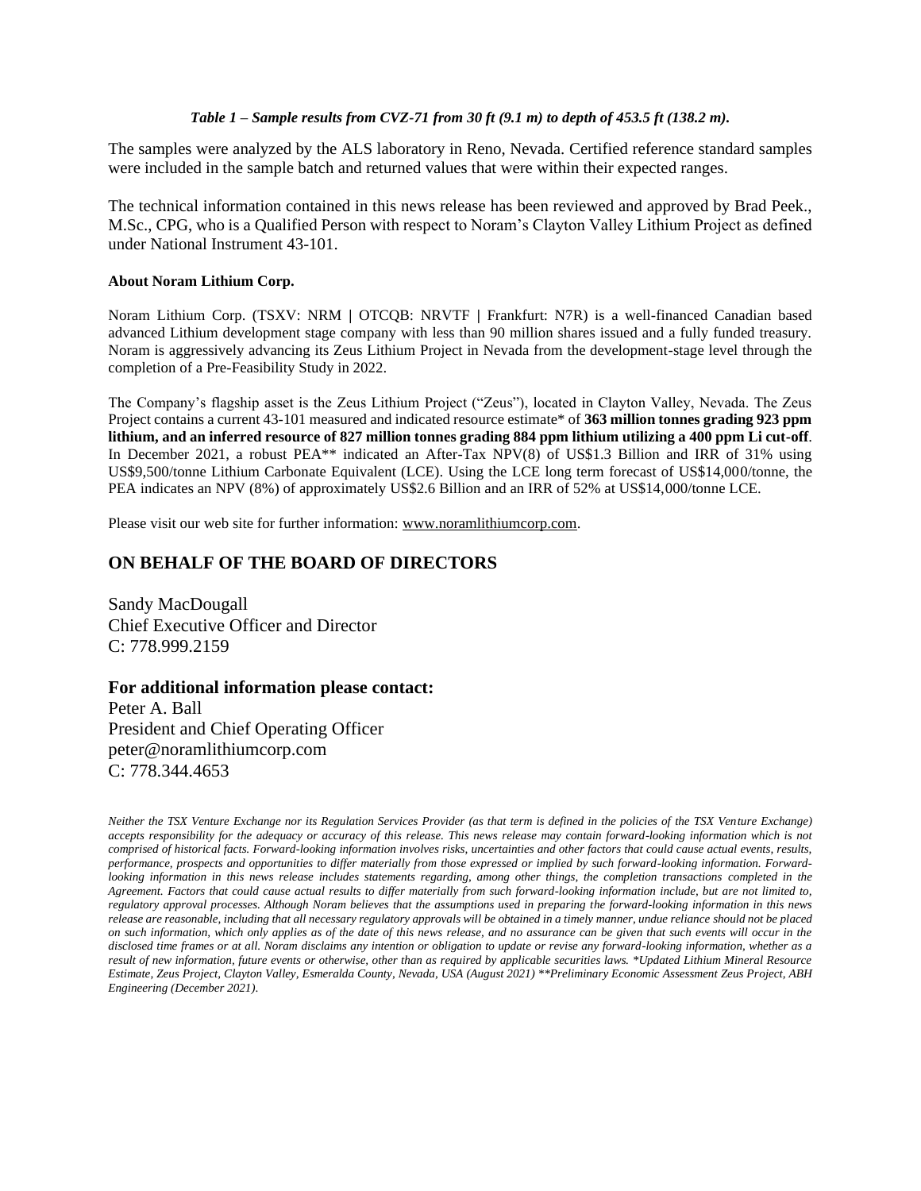*Table 1 – Sample results from CVZ-71 from 30 ft (9.1 m) to depth of 453.5 ft (138.2 m).*

The samples were analyzed by the ALS laboratory in Reno, Nevada. Certified reference standard samples were included in the sample batch and returned values that were within their expected ranges.

The technical information contained in this news release has been reviewed and approved by Brad Peek., M.Sc., CPG, who is a Qualified Person with respect to Noram's Clayton Valley Lithium Project as defined under National Instrument 43-101.

**About Noram Lithium Corp.**

Noram Lithium Corp. (TSXV: NRM | OTCQB: NRVTF | Frankfurt: N7R) is a well-financed Canadian based advanced Lithium development stage company with less than 90 million shares issued and a fully funded treasury. Noram is aggressively advancing its Zeus Lithium Project in Nevada from the development-stage level through the completion of a Pre-Feasibility Study in 2022.

The Company's flagship asset is the Zeus Lithium Project ("Zeus"), located in Clayton Valley, Nevada. The Zeus Project contains a current 43-101 measured and indicated resource estimate* of **363 million tonnes grading 923 ppm lithium, and an inferred resource of 827 million tonnes grading 884 ppm lithium utilizing a 400 ppm Li cut-off**. In December 2021, a robust PEA** indicated an After-Tax NPV(8) of US$1.3 Billion and IRR of 31% using US$9,500/tonne Lithium Carbonate Equivalent (LCE). Using the LCE long term forecast of US$14,000/tonne, the PEA indicates an NPV (8%) of approximately US$2.6 Billion and an IRR of 52% at US$14,000/tonne LCE.

Please visit our web site for further information: www.noramlithiumcorp.com.

## ON BEHALF OF THE BOARD OF DIRECTORS

Sandy MacDougall
Chief Executive Officer and Director
C: 778.999.2159

### For additional information please contact:

Peter A. Ball
President and Chief Operating Officer
peter@noramlithiumcorp.com
C: 778.344.4653

*Neither the TSX Venture Exchange nor its Regulation Services Provider (as that term is defined in the policies of the TSX Venture Exchange) accepts responsibility for the adequacy or accuracy of this release. This news release may contain forward-looking information which is not comprised of historical facts. Forward-looking information involves risks, uncertainties and other factors that could cause actual events, results, performance, prospects and opportunities to differ materially from those expressed or implied by such forward-looking information. Forward-looking information in this news release includes statements regarding, among other things, the completion transactions completed in the Agreement. Factors that could cause actual results to differ materially from such forward-looking information include, but are not limited to, regulatory approval processes. Although Noram believes that the assumptions used in preparing the forward-looking information in this news release are reasonable, including that all necessary regulatory approvals will be obtained in a timely manner, undue reliance should not be placed on such information, which only applies as of the date of this news release, and no assurance can be given that such events will occur in the disclosed time frames or at all. Noram disclaims any intention or obligation to update or revise any forward-looking information, whether as a result of new information, future events or otherwise, other than as required by applicable securities laws. *Updated Lithium Mineral Resource Estimate, Zeus Project, Clayton Valley, Esmeralda County, Nevada, USA (August 2021) **Preliminary Economic Assessment Zeus Project, ABH Engineering (December 2021).*